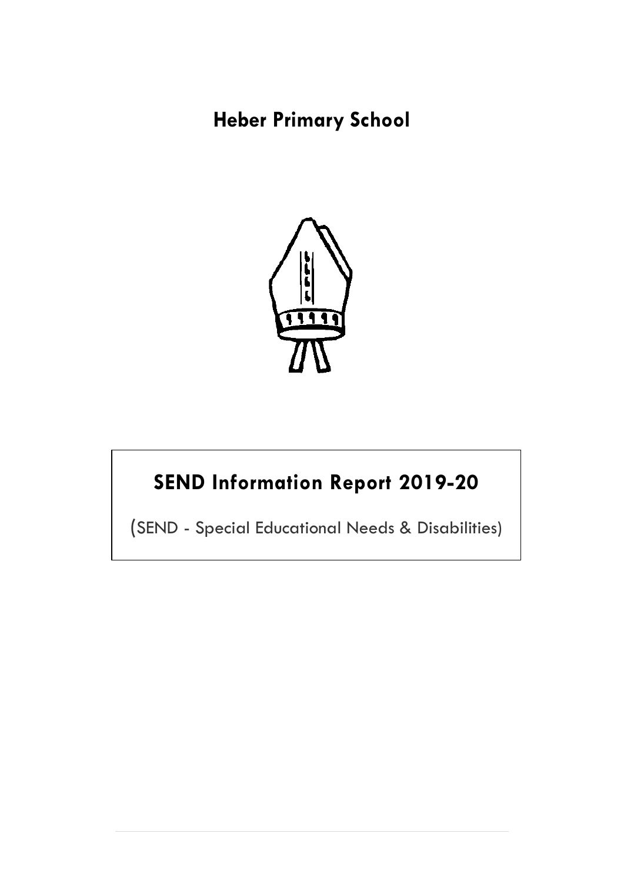# Heber Primary School

## SEND Information Report 2019-20

(SEND - Special Educational Needs & Disabilities)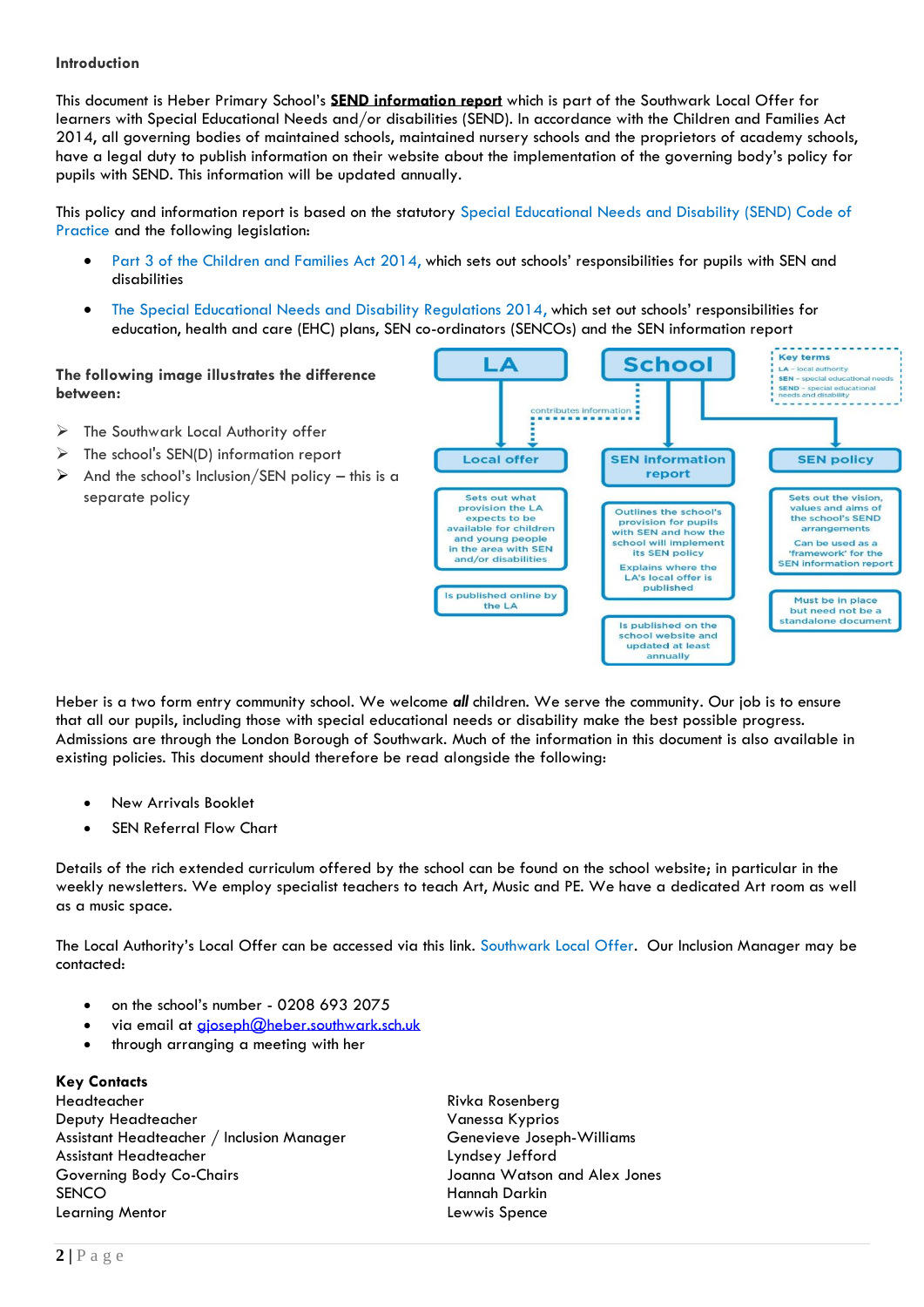**Introduction**

This document is Heber Primary School's **SEND information report** which is part of the Southwark Local Offer for learners with Special Educational Needs and/or disabilities (SEND). In accordance with the Children and Families Act 2014, all governing bodies of maintained schools, maintained nursery schools and the proprietors of academy schools, have a legal duty to publish information on their website about the implementation of the governing body's policy for pupils with SEND. This information will be updated annually.

This policy and information report is based on the statutory Special Educational Needs and Disability (SEND) Code of Practice and the following legislation:

- Part 3 of the Children and Families Act 2014, which sets out schools' responsibilities for pupils with SEN and disabilities
- The Special Educational Needs and Disability Regulations 2014, which set out schools' responsibilities for education, health and care (EHC) plans, SEN co-ordinators (SENCOs) and the SEN information report

**The following image illustrates the difference between:**

- The Southwark Local Authority offer
- The school's SEN(D) information report
- And the school's Inclusion/SEN policy – this is a separate policy

LA → Local offer: Sets out what provision the LA expects to be available for children and young people in the area with SEN and/or disabilities. Is published online by the LA

School (contributes information to Local offer) → SEN information report: Outlines the school's provision for pupils with SEN and how the school will implement its SEN policy. Explains where the LA's local offer is published. Is published on the school website and updated at least annually

School → SEN policy: Sets out the vision, values and aims of the school's SEND arrangements. Can be used as a 'framework' for the SEN information report. Must be in place but need not be a standalone document

Key terms: LA – local authority; SEN – special educational needs; SEND – special educational needs and disability

Heber is a two form entry community school. We welcome ***all*** children. We serve the community. Our job is to ensure that all our pupils, including those with special educational needs or disability make the best possible progress. Admissions are through the London Borough of Southwark. Much of the information in this document is also available in existing policies. This document should therefore be read alongside the following:

- New Arrivals Booklet
- SEN Referral Flow Chart

Details of the rich extended curriculum offered by the school can be found on the school website; in particular in the weekly newsletters. We employ specialist teachers to teach Art, Music and PE. We have a dedicated Art room as well as a music space.

The Local Authority's Local Offer can be accessed via this link. Southwark Local Offer. Our Inclusion Manager may be contacted:

- on the school's number - 0208 693 2075
- via email at gjoseph@heber.southwark.sch.uk
- through arranging a meeting with her

**Key Contacts**

| | |
|---|---|
| Headteacher | Rivka Rosenberg |
| Deputy Headteacher | Vanessa Kyprios |
| Assistant Headteacher / Inclusion Manager | Genevieve Joseph-Williams |
| Assistant Headteacher | Lyndsey Jefford |
| Governing Body Co-Chairs | Joanna Watson and Alex Jones |
| SENCO | Hannah Darkin |
| Learning Mentor | Lewwis Spence |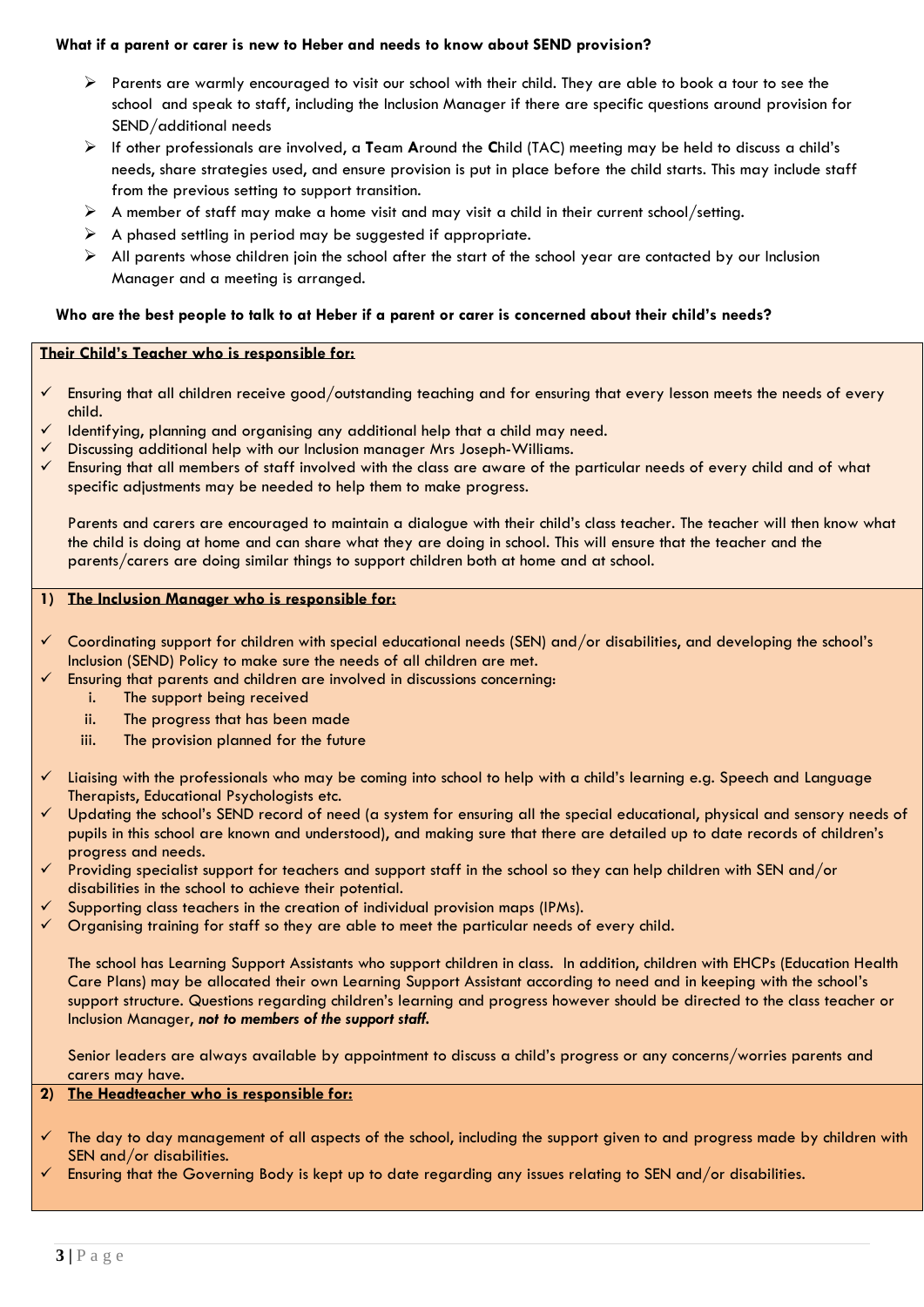**What if a parent or carer is new to Heber and needs to know about SEND provision?**

- Parents are warmly encouraged to visit our school with their child. They are able to book a tour to see the school and speak to staff, including the Inclusion Manager if there are specific questions around provision for SEND/additional needs
- If other professionals are involved, a **T**eam **A**round the **C**hild (TAC) meeting may be held to discuss a child's needs, share strategies used, and ensure provision is put in place before the child starts. This may include staff from the previous setting to support transition.
- A member of staff may make a home visit and may visit a child in their current school/setting.
- A phased settling in period may be suggested if appropriate.
- All parents whose children join the school after the start of the school year are contacted by our Inclusion Manager and a meeting is arranged.

**Who are the best people to talk to at Heber if a parent or carer is concerned about their child's needs?**

**Their Child's Teacher who is responsible for:**

- ✓ Ensuring that all children receive good/outstanding teaching and for ensuring that every lesson meets the needs of every child.
- ✓ Identifying, planning and organising any additional help that a child may need.
- ✓ Discussing additional help with our Inclusion manager Mrs Joseph-Williams.
- ✓ Ensuring that all members of staff involved with the class are aware of the particular needs of every child and of what specific adjustments may be needed to help them to make progress.

Parents and carers are encouraged to maintain a dialogue with their child's class teacher. The teacher will then know what the child is doing at home and can share what they are doing in school. This will ensure that the teacher and the parents/carers are doing similar things to support children both at home and at school.

**1) The Inclusion Manager who is responsible for:**

- ✓ Coordinating support for children with special educational needs (SEN) and/or disabilities, and developing the school's Inclusion (SEND) Policy to make sure the needs of all children are met.
- ✓ Ensuring that parents and children are involved in discussions concerning:
  1. The support being received
  2. The progress that has been made
  3. The provision planned for the future
- ✓ Liaising with the professionals who may be coming into school to help with a child's learning e.g. Speech and Language Therapists, Educational Psychologists etc.
- ✓ Updating the school's SEND record of need (a system for ensuring all the special educational, physical and sensory needs of pupils in this school are known and understood), and making sure that there are detailed up to date records of children's progress and needs.
- ✓ Providing specialist support for teachers and support staff in the school so they can help children with SEN and/or disabilities in the school to achieve their potential.
- ✓ Supporting class teachers in the creation of individual provision maps (IPMs).
- ✓ Organising training for staff so they are able to meet the particular needs of every child.

The school has Learning Support Assistants who support children in class. In addition, children with EHCPs (Education Health Care Plans) may be allocated their own Learning Support Assistant according to need and in keeping with the school's support structure. Questions regarding children's learning and progress however should be directed to the class teacher or Inclusion Manager, ***not to members of the support staff.***

Senior leaders are always available by appointment to discuss a child's progress or any concerns/worries parents and carers may have.

**2) The Headteacher who is responsible for:**

- ✓ The day to day management of all aspects of the school, including the support given to and progress made by children with SEN and/or disabilities.
- ✓ Ensuring that the Governing Body is kept up to date regarding any issues relating to SEN and/or disabilities.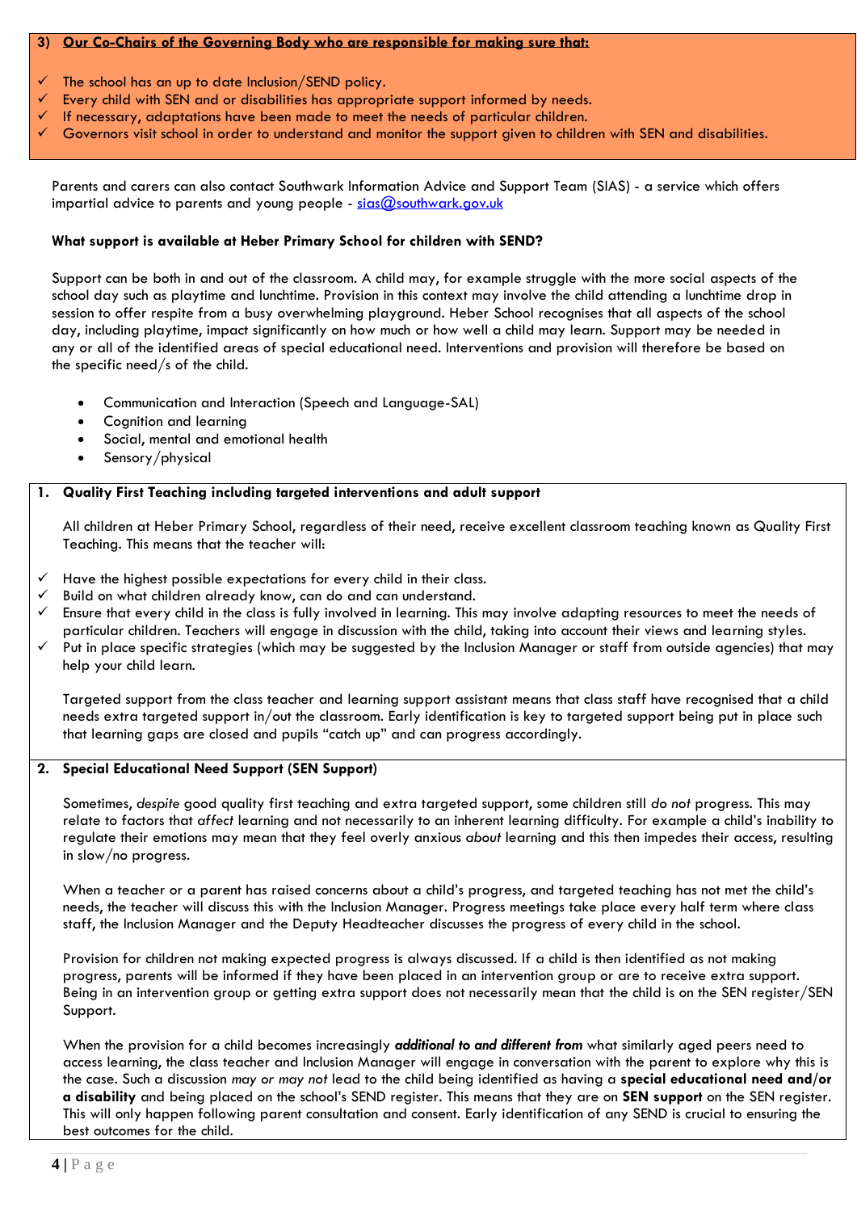**3) Our Co-Chairs of the Governing Body who are responsible for making sure that:**

- ✓ The school has an up to date Inclusion/SEND policy.
- ✓ Every child with SEN and or disabilities has appropriate support informed by needs.
- ✓ If necessary, adaptations have been made to meet the needs of particular children.
- ✓ Governors visit school in order to understand and monitor the support given to children with SEN and disabilities.

Parents and carers can also contact Southwark Information Advice and Support Team (SIAS) - a service which offers impartial advice to parents and young people - sias@southwark.gov.uk

**What support is available at Heber Primary School for children with SEND?**

Support can be both in and out of the classroom. A child may, for example struggle with the more social aspects of the school day such as playtime and lunchtime. Provision in this context may involve the child attending a lunchtime drop in session to offer respite from a busy overwhelming playground. Heber School recognises that all aspects of the school day, including playtime, impact significantly on how much or how well a child may learn. Support may be needed in any or all of the identified areas of special educational need. Interventions and provision will therefore be based on the specific need/s of the child.

- Communication and Interaction (Speech and Language-SAL)
- Cognition and learning
- Social, mental and emotional health
- Sensory/physical

**1. Quality First Teaching including targeted interventions and adult support**

All children at Heber Primary School, regardless of their need, receive excellent classroom teaching known as Quality First Teaching. This means that the teacher will:

- ✓ Have the highest possible expectations for every child in their class.
- ✓ Build on what children already know, can do and can understand.
- ✓ Ensure that every child in the class is fully involved in learning. This may involve adapting resources to meet the needs of particular children. Teachers will engage in discussion with the child, taking into account their views and learning styles.
- ✓ Put in place specific strategies (which may be suggested by the Inclusion Manager or staff from outside agencies) that may help your child learn.

Targeted support from the class teacher and learning support assistant means that class staff have recognised that a child needs extra targeted support in/out the classroom. Early identification is key to targeted support being put in place such that learning gaps are closed and pupils "catch up" and can progress accordingly.

**2. Special Educational Need Support (SEN Support)**

Sometimes, *despite* good quality first teaching and extra targeted support, some children still *do not* progress. This may relate to factors that *affect* learning and not necessarily to an inherent learning difficulty. For example a child's inability to regulate their emotions may mean that they feel overly anxious *about* learning and this then impedes their access, resulting in slow/no progress.

When a teacher or a parent has raised concerns about a child's progress, and targeted teaching has not met the child's needs, the teacher will discuss this with the Inclusion Manager. Progress meetings take place every half term where class staff, the Inclusion Manager and the Deputy Headteacher discusses the progress of every child in the school.

Provision for children not making expected progress is always discussed. If a child is then identified as not making progress, parents will be informed if they have been placed in an intervention group or are to receive extra support. Being in an intervention group or getting extra support does not necessarily mean that the child is on the SEN register/SEN Support.

When the provision for a child becomes increasingly ***additional to and different from*** what similarly aged peers need to access learning, the class teacher and Inclusion Manager will engage in conversation with the parent to explore why this is the case. Such a discussion *may or may not* lead to the child being identified as having a **special educational need and/or a disability** and being placed on the school's SEND register. This means that they are on **SEN support** on the SEN register. This will only happen following parent consultation and consent. Early identification of any SEND is crucial to ensuring the best outcomes for the child.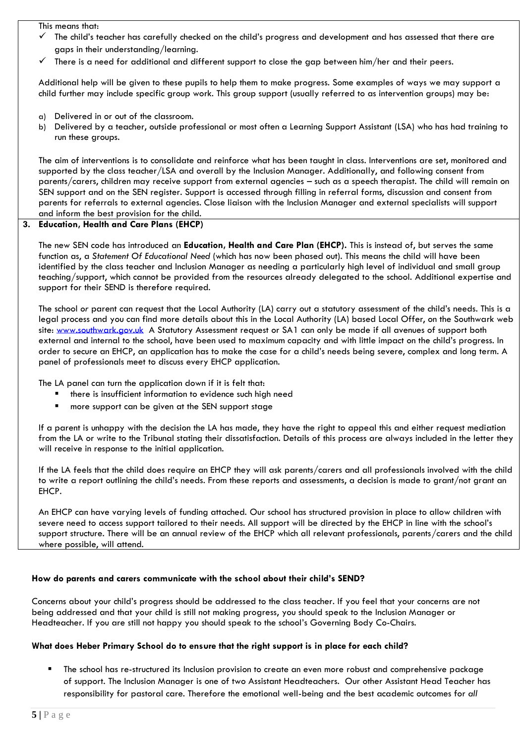This means that:

- ✓ The child's teacher has carefully checked on the child's progress and development and has assessed that there are gaps in their understanding/learning.
- ✓ There is a need for additional and different support to close the gap between him/her and their peers.

Additional help will be given to these pupils to help them to make progress. Some examples of ways we may support a child further may include specific group work. This group support (usually referred to as intervention groups) may be:

a) Delivered in or out of the classroom.
b) Delivered by a teacher, outside professional or most often a Learning Support Assistant (LSA) who has had training to run these groups.

The aim of interventions is to consolidate and reinforce what has been taught in class. Interventions are set, monitored and supported by the class teacher/LSA and overall by the Inclusion Manager. Additionally, and following consent from parents/carers, children may receive support from external agencies – such as a speech therapist. The child will remain on SEN support and on the SEN register. Support is accessed through filling in referral forms, discussion and consent from parents for referrals to external agencies. Close liaison with the Inclusion Manager and external specialists will support and inform the best provision for the child.

**3. Education, Health and Care Plans (EHCP)**

The new SEN code has introduced an **Education, Health and Care Plan (EHCP).** This is instead of, but serves the same function as, a *Statement Of Educational Need* (which has now been phased out). This means the child will have been identified by the class teacher and Inclusion Manager as needing a particularly high level of individual and small group teaching/support, which cannot be provided from the resources already delegated to the school. Additional expertise and support for their SEND is therefore required.

The school or parent can request that the Local Authority (LA) carry out a statutory assessment of the child's needs. This is a legal process and you can find more details about this in the Local Authority (LA) based Local Offer, on the Southwark web site: [www.southwark.gov.uk](http://www.southwark.gov.uk) A Statutory Assessment request or SA1 can only be made if all avenues of support both external and internal to the school, have been used to maximum capacity and with little impact on the child's progress. In order to secure an EHCP, an application has to make the case for a child's needs being severe, complex and long term. A panel of professionals meet to discuss every EHCP application.

The LA panel can turn the application down if it is felt that:

- there is insufficient information to evidence such high need
- more support can be given at the SEN support stage

If a parent is unhappy with the decision the LA has made, they have the right to appeal this and either request mediation from the LA or write to the Tribunal stating their dissatisfaction. Details of this process are always included in the letter they will receive in response to the initial application.

If the LA feels that the child does require an EHCP they will ask parents/carers and all professionals involved with the child to write a report outlining the child's needs. From these reports and assessments, a decision is made to grant/not grant an EHCP.

An EHCP can have varying levels of funding attached. Our school has structured provision in place to allow children with severe need to access support tailored to their needs. All support will be directed by the EHCP in line with the school's support structure. There will be an annual review of the EHCP which all relevant professionals, parents/carers and the child where possible, will attend.

**How do parents and carers communicate with the school about their child's SEND?**

Concerns about your child's progress should be addressed to the class teacher. If you feel that your concerns are not being addressed and that your child is still not making progress, you should speak to the Inclusion Manager or Headteacher. If you are still not happy you should speak to the school's Governing Body Co-Chairs.

**What does Heber Primary School do to ensure that the right support is in place for each child?**

- The school has re-structured its Inclusion provision to create an even more robust and comprehensive package of support. The Inclusion Manager is one of two Assistant Headteachers. Our other Assistant Head Teacher has responsibility for pastoral care. Therefore the emotional well-being and the best academic outcomes for *all*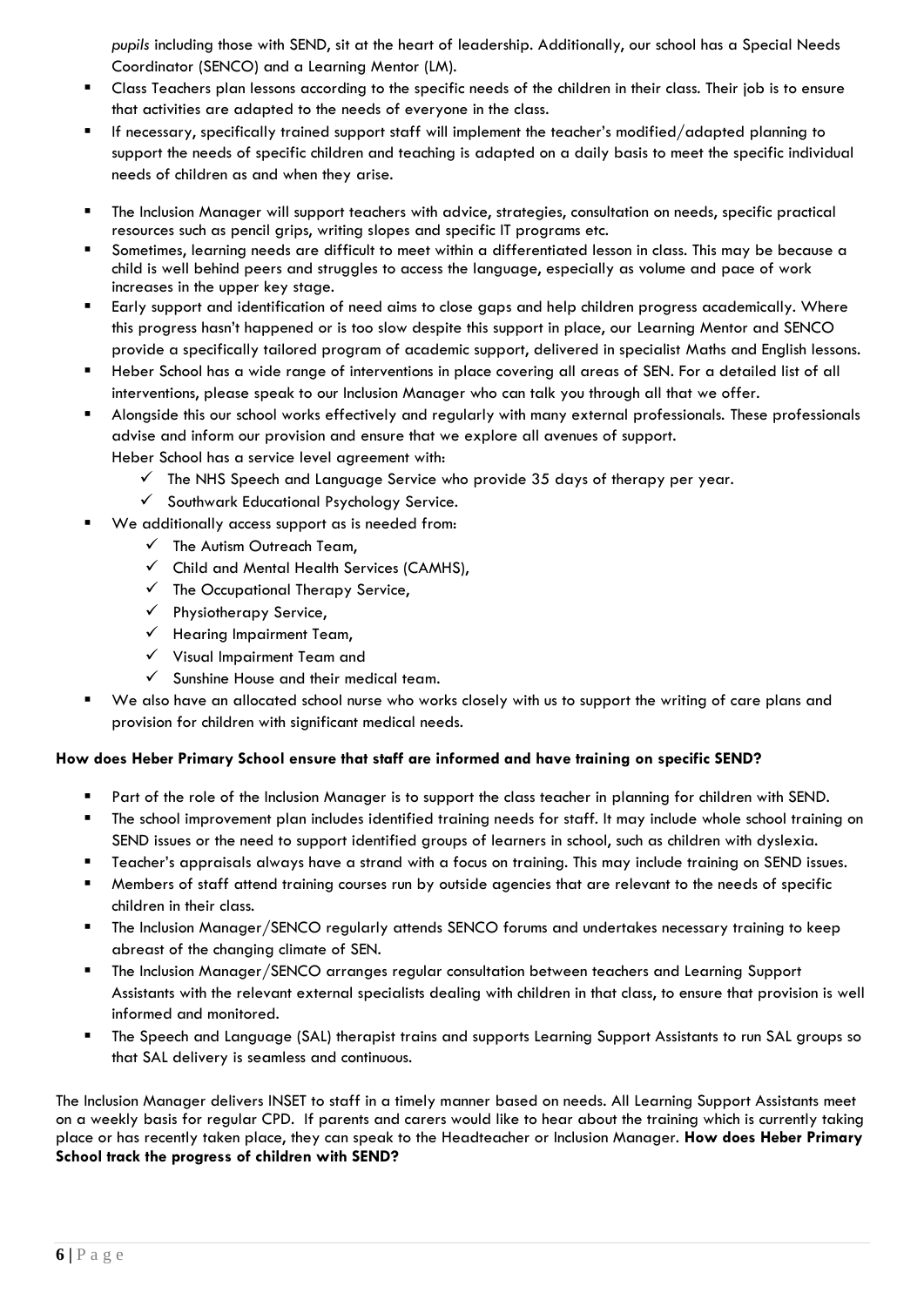*pupils* including those with SEND, sit at the heart of leadership. Additionally, our school has a Special Needs Coordinator (SENCO) and a Learning Mentor (LM).

- Class Teachers plan lessons according to the specific needs of the children in their class. Their job is to ensure that activities are adapted to the needs of everyone in the class.
- If necessary, specifically trained support staff will implement the teacher's modified/adapted planning to support the needs of specific children and teaching is adapted on a daily basis to meet the specific individual needs of children as and when they arise.
- The Inclusion Manager will support teachers with advice, strategies, consultation on needs, specific practical resources such as pencil grips, writing slopes and specific IT programs etc.
- Sometimes, learning needs are difficult to meet within a differentiated lesson in class. This may be because a child is well behind peers and struggles to access the language, especially as volume and pace of work increases in the upper key stage.
- Early support and identification of need aims to close gaps and help children progress academically. Where this progress hasn't happened or is too slow despite this support in place, our Learning Mentor and SENCO provide a specifically tailored program of academic support, delivered in specialist Maths and English lessons.
- Heber School has a wide range of interventions in place covering all areas of SEN. For a detailed list of all interventions, please speak to our Inclusion Manager who can talk you through all that we offer.
- Alongside this our school works effectively and regularly with many external professionals. These professionals advise and inform our provision and ensure that we explore all avenues of support.
  Heber School has a service level agreement with:
  - ✓ The NHS Speech and Language Service who provide 35 days of therapy per year.
  - ✓ Southwark Educational Psychology Service.
- We additionally access support as is needed from:
  - ✓ The Autism Outreach Team,
  - ✓ Child and Mental Health Services (CAMHS),
  - ✓ The Occupational Therapy Service,
  - ✓ Physiotherapy Service,
  - ✓ Hearing Impairment Team,
  - ✓ Visual Impairment Team and
  - ✓ Sunshine House and their medical team.
- We also have an allocated school nurse who works closely with us to support the writing of care plans and provision for children with significant medical needs.

**How does Heber Primary School ensure that staff are informed and have training on specific SEND?**

- Part of the role of the Inclusion Manager is to support the class teacher in planning for children with SEND.
- The school improvement plan includes identified training needs for staff. It may include whole school training on SEND issues or the need to support identified groups of learners in school, such as children with dyslexia.
- Teacher's appraisals always have a strand with a focus on training. This may include training on SEND issues.
- Members of staff attend training courses run by outside agencies that are relevant to the needs of specific children in their class.
- The Inclusion Manager/SENCO regularly attends SENCO forums and undertakes necessary training to keep abreast of the changing climate of SEN.
- The Inclusion Manager/SENCO arranges regular consultation between teachers and Learning Support Assistants with the relevant external specialists dealing with children in that class, to ensure that provision is well informed and monitored.
- The Speech and Language (SAL) therapist trains and supports Learning Support Assistants to run SAL groups so that SAL delivery is seamless and continuous.

The Inclusion Manager delivers INSET to staff in a timely manner based on needs. All Learning Support Assistants meet on a weekly basis for regular CPD. If parents and carers would like to hear about the training which is currently taking place or has recently taken place, they can speak to the Headteacher or Inclusion Manager. **How does Heber Primary School track the progress of children with SEND?**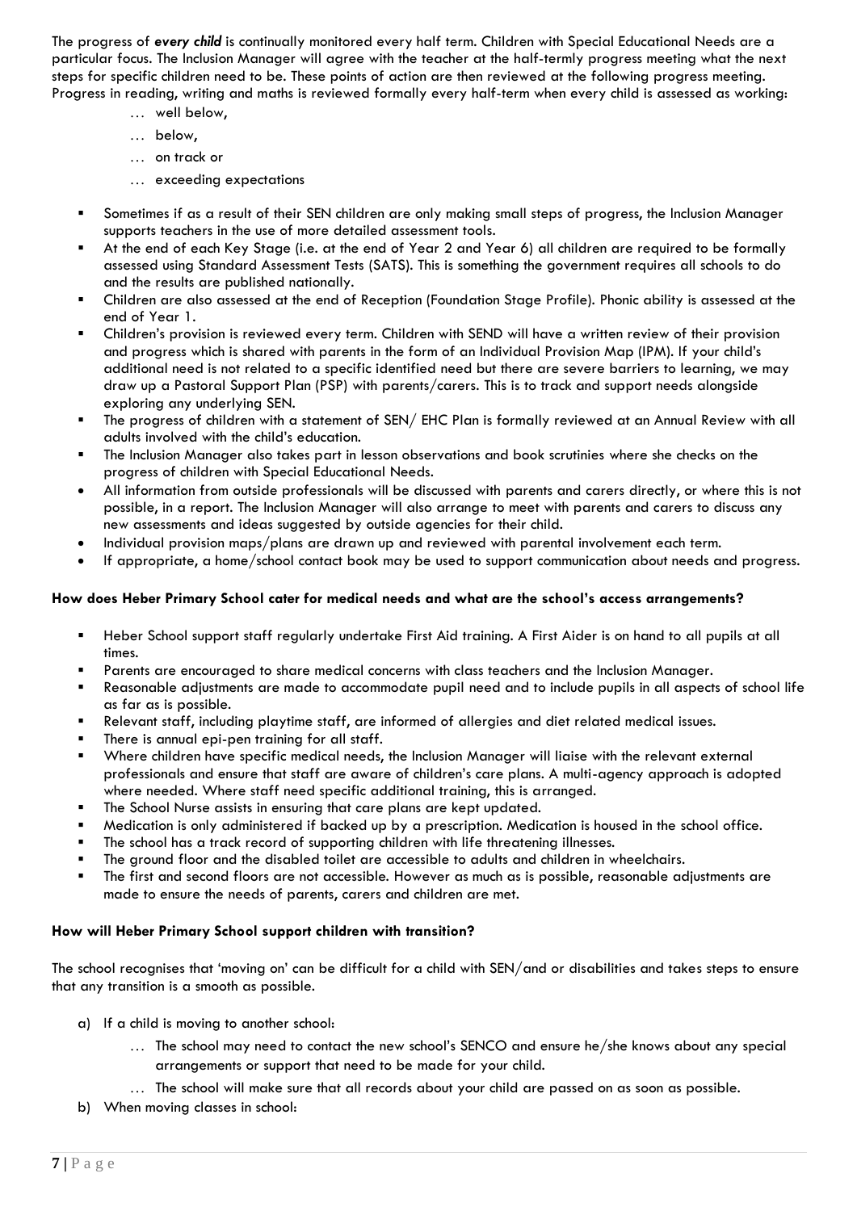The progress of ***every child*** is continually monitored every half term. Children with Special Educational Needs are a particular focus. The Inclusion Manager will agree with the teacher at the half-termly progress meeting what the next steps for specific children need to be. These points of action are then reviewed at the following progress meeting. Progress in reading, writing and maths is reviewed formally every half-term when every child is assessed as working:

- … well below,
- … below,
- … on track or
- … exceeding expectations

- Sometimes if as a result of their SEN children are only making small steps of progress, the Inclusion Manager supports teachers in the use of more detailed assessment tools.
- At the end of each Key Stage (i.e. at the end of Year 2 and Year 6) all children are required to be formally assessed using Standard Assessment Tests (SATS). This is something the government requires all schools to do and the results are published nationally.
- Children are also assessed at the end of Reception (Foundation Stage Profile). Phonic ability is assessed at the end of Year 1.
- Children's provision is reviewed every term. Children with SEND will have a written review of their provision and progress which is shared with parents in the form of an Individual Provision Map (IPM). If your child's additional need is not related to a specific identified need but there are severe barriers to learning, we may draw up a Pastoral Support Plan (PSP) with parents/carers. This is to track and support needs alongside exploring any underlying SEN.
- The progress of children with a statement of SEN/ EHC Plan is formally reviewed at an Annual Review with all adults involved with the child's education.
- The Inclusion Manager also takes part in lesson observations and book scrutinies where she checks on the progress of children with Special Educational Needs.
- All information from outside professionals will be discussed with parents and carers directly, or where this is not possible, in a report. The Inclusion Manager will also arrange to meet with parents and carers to discuss any new assessments and ideas suggested by outside agencies for their child.
- Individual provision maps/plans are drawn up and reviewed with parental involvement each term.
- If appropriate, a home/school contact book may be used to support communication about needs and progress.

**How does Heber Primary School cater for medical needs and what are the school's access arrangements?**

- Heber School support staff regularly undertake First Aid training. A First Aider is on hand to all pupils at all times.
- Parents are encouraged to share medical concerns with class teachers and the Inclusion Manager.
- Reasonable adjustments are made to accommodate pupil need and to include pupils in all aspects of school life as far as is possible.
- Relevant staff, including playtime staff, are informed of allergies and diet related medical issues.
- There is annual epi-pen training for all staff.
- Where children have specific medical needs, the Inclusion Manager will liaise with the relevant external professionals and ensure that staff are aware of children's care plans. A multi-agency approach is adopted where needed. Where staff need specific additional training, this is arranged.
- The School Nurse assists in ensuring that care plans are kept updated.
- Medication is only administered if backed up by a prescription. Medication is housed in the school office.
- The school has a track record of supporting children with life threatening illnesses.
- The ground floor and the disabled toilet are accessible to adults and children in wheelchairs.
- The first and second floors are not accessible. However as much as is possible, reasonable adjustments are made to ensure the needs of parents, carers and children are met.

**How will Heber Primary School support children with transition?**

The school recognises that 'moving on' can be difficult for a child with SEN/and or disabilities and takes steps to ensure that any transition is a smooth as possible.

a) If a child is moving to another school:
   - … The school may need to contact the new school's SENCO and ensure he/she knows about any special arrangements or support that need to be made for your child.
   - … The school will make sure that all records about your child are passed on as soon as possible.

b) When moving classes in school: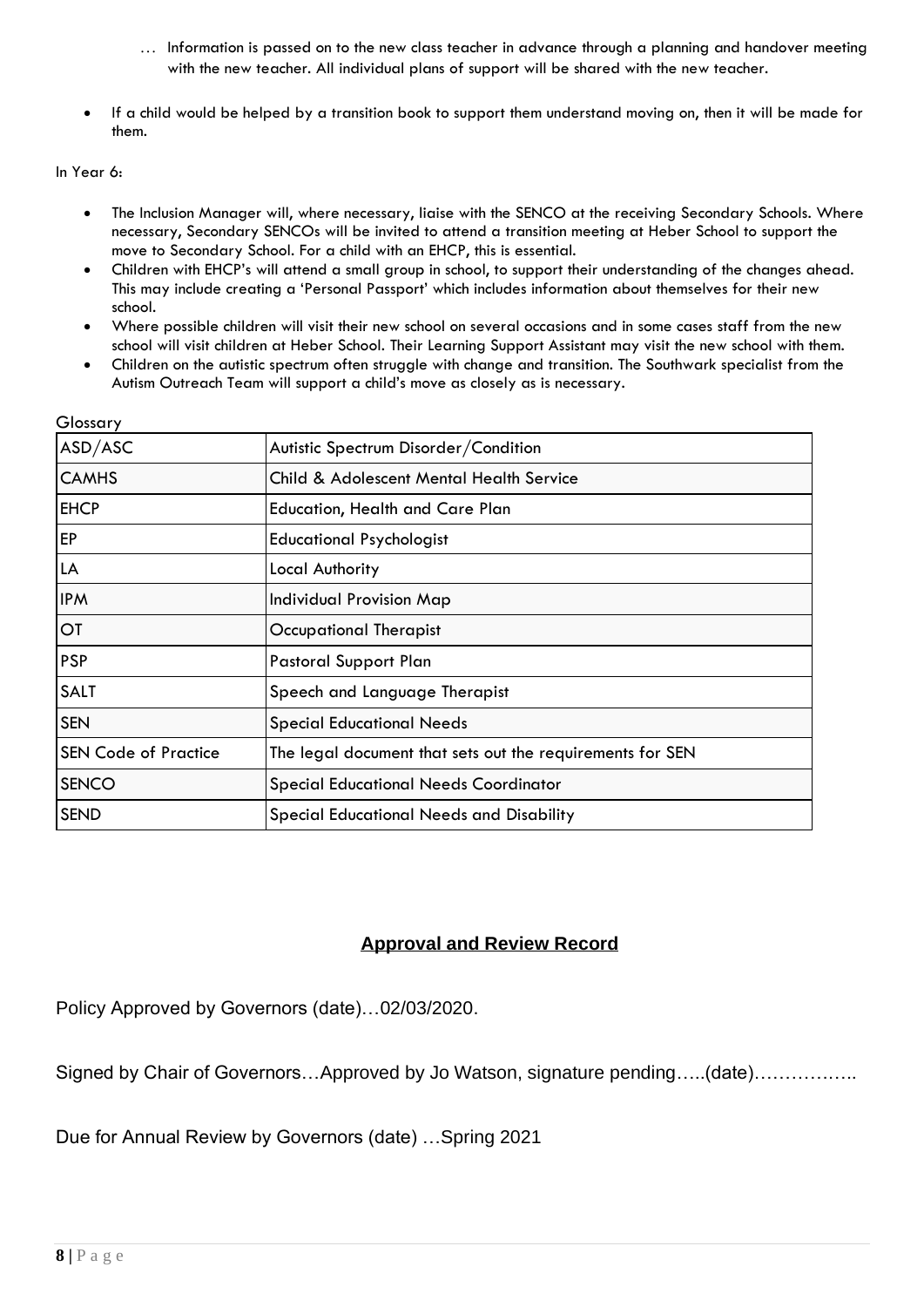- … Information is passed on to the new class teacher in advance through a planning and handover meeting with the new teacher. All individual plans of support will be shared with the new teacher.

- If a child would be helped by a transition book to support them understand moving on, then it will be made for them.

In Year 6:

- The Inclusion Manager will, where necessary, liaise with the SENCO at the receiving Secondary Schools. Where necessary, Secondary SENCOs will be invited to attend a transition meeting at Heber School to support the move to Secondary School. For a child with an EHCP, this is essential.
- Children with EHCP's will attend a small group in school, to support their understanding of the changes ahead. This may include creating a 'Personal Passport' which includes information about themselves for their new school.
- Where possible children will visit their new school on several occasions and in some cases staff from the new school will visit children at Heber School. Their Learning Support Assistant may visit the new school with them.
- Children on the autistic spectrum often struggle with change and transition. The Southwark specialist from the Autism Outreach Team will support a child's move as closely as is necessary.

Glossary

| | |
|---|---|
| ASD/ASC | Autistic Spectrum Disorder/Condition |
| CAMHS | Child & Adolescent Mental Health Service |
| EHCP | Education, Health and Care Plan |
| EP | Educational Psychologist |
| LA | Local Authority |
| IPM | Individual Provision Map |
| OT | Occupational Therapist |
| PSP | Pastoral Support Plan |
| SALT | Speech and Language Therapist |
| SEN | Special Educational Needs |
| SEN Code of Practice | The legal document that sets out the requirements for SEN |
| SENCO | Special Educational Needs Coordinator |
| SEND | Special Educational Needs and Disability |

## Approval and Review Record

Policy Approved by Governors (date)…02/03/2020.

Signed by Chair of Governors…Approved by Jo Watson, signature pending…..(date)……………..

Due for Annual Review by Governors (date) …Spring 2021